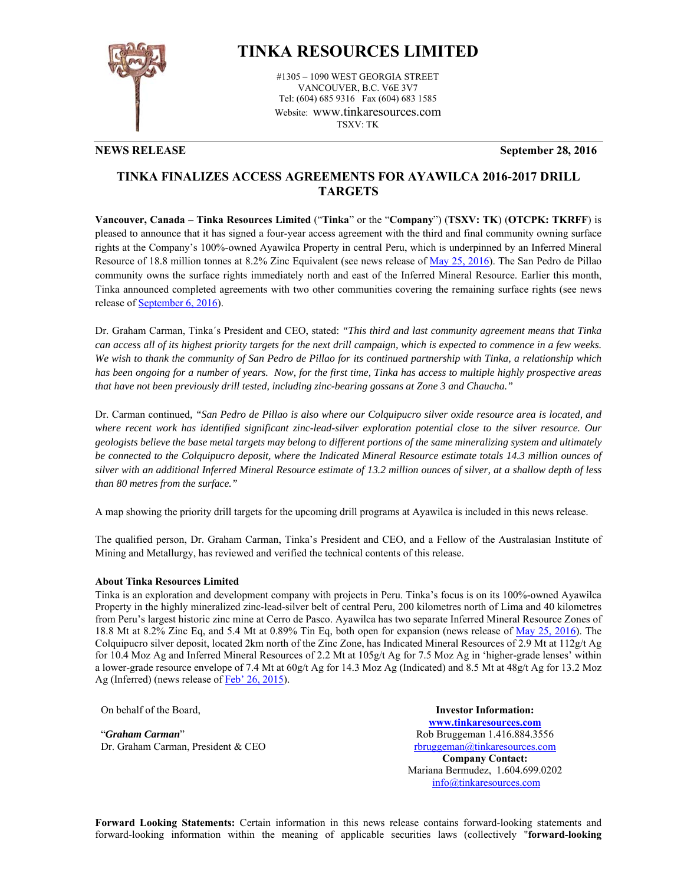# TINKA RESOURCES LIMITED

#1305 – 1090 WEST GEORGIA STREET
VANCOUVER, B.C. V6E 3V7
Tel: (604) 685 9316 Fax (604) 683 1585
Website: www.tinkaresources.com
TSXV: TK

**NEWS RELEASE** **September 28, 2016**

## TINKA FINALIZES ACCESS AGREEMENTS FOR AYAWILCA 2016-2017 DRILL TARGETS

**Vancouver, Canada – Tinka Resources Limited** ("**Tinka**" or the "**Company**") (**TSXV: TK**) (**OTCPK: TKRFF**) is pleased to announce that it has signed a four-year access agreement with the third and final community owning surface rights at the Company's 100%-owned Ayawilca Property in central Peru, which is underpinned by an Inferred Mineral Resource of 18.8 million tonnes at 8.2% Zinc Equivalent (see news release of May 25, 2016). The San Pedro de Pillao community owns the surface rights immediately north and east of the Inferred Mineral Resource. Earlier this month, Tinka announced completed agreements with two other communities covering the remaining surface rights (see news release of September 6, 2016).

Dr. Graham Carman, Tinka´s President and CEO, stated: *"This third and last community agreement means that Tinka can access all of its highest priority targets for the next drill campaign, which is expected to commence in a few weeks. We wish to thank the community of San Pedro de Pillao for its continued partnership with Tinka, a relationship which has been ongoing for a number of years. Now, for the first time, Tinka has access to multiple highly prospective areas that have not been previously drill tested, including zinc-bearing gossans at Zone 3 and Chaucha."*

Dr. Carman continued, *"San Pedro de Pillao is also where our Colquipucro silver oxide resource area is located, and where recent work has identified significant zinc-lead-silver exploration potential close to the silver resource. Our geologists believe the base metal targets may belong to different portions of the same mineralizing system and ultimately be connected to the Colquipucro deposit, where the Indicated Mineral Resource estimate totals 14.3 million ounces of silver with an additional Inferred Mineral Resource estimate of 13.2 million ounces of silver, at a shallow depth of less than 80 metres from the surface."*

A map showing the priority drill targets for the upcoming drill programs at Ayawilca is included in this news release.

The qualified person, Dr. Graham Carman, Tinka's President and CEO, and a Fellow of the Australasian Institute of Mining and Metallurgy, has reviewed and verified the technical contents of this release.

**About Tinka Resources Limited**
Tinka is an exploration and development company with projects in Peru. Tinka's focus is on its 100%-owned Ayawilca Property in the highly mineralized zinc-lead-silver belt of central Peru, 200 kilometres north of Lima and 40 kilometres from Peru's largest historic zinc mine at Cerro de Pasco. Ayawilca has two separate Inferred Mineral Resource Zones of 18.8 Mt at 8.2% Zinc Eq, and 5.4 Mt at 0.89% Tin Eq, both open for expansion (news release of May 25, 2016). The Colquipucro silver deposit, located 2km north of the Zinc Zone, has Indicated Mineral Resources of 2.9 Mt at 112g/t Ag for 10.4 Moz Ag and Inferred Mineral Resources of 2.2 Mt at 105g/t Ag for 7.5 Moz Ag in 'higher-grade lenses' within a lower-grade resource envelope of 7.4 Mt at 60g/t Ag for 14.3 Moz Ag (Indicated) and 8.5 Mt at 48g/t Ag for 13.2 Moz Ag (Inferred) (news release of Feb' 26, 2015).

On behalf of the Board,

"***Graham Carman***"
Dr. Graham Carman, President & CEO

**Investor Information:**
**www.tinkaresources.com**
Rob Bruggeman 1.416.884.3556
rbruggeman@tinkaresources.com
**Company Contact:**
Mariana Bermudez, 1.604.699.0202
info@tinkaresources.com

**Forward Looking Statements:** Certain information in this news release contains forward-looking statements and forward-looking information within the meaning of applicable securities laws (collectively "**forward-looking**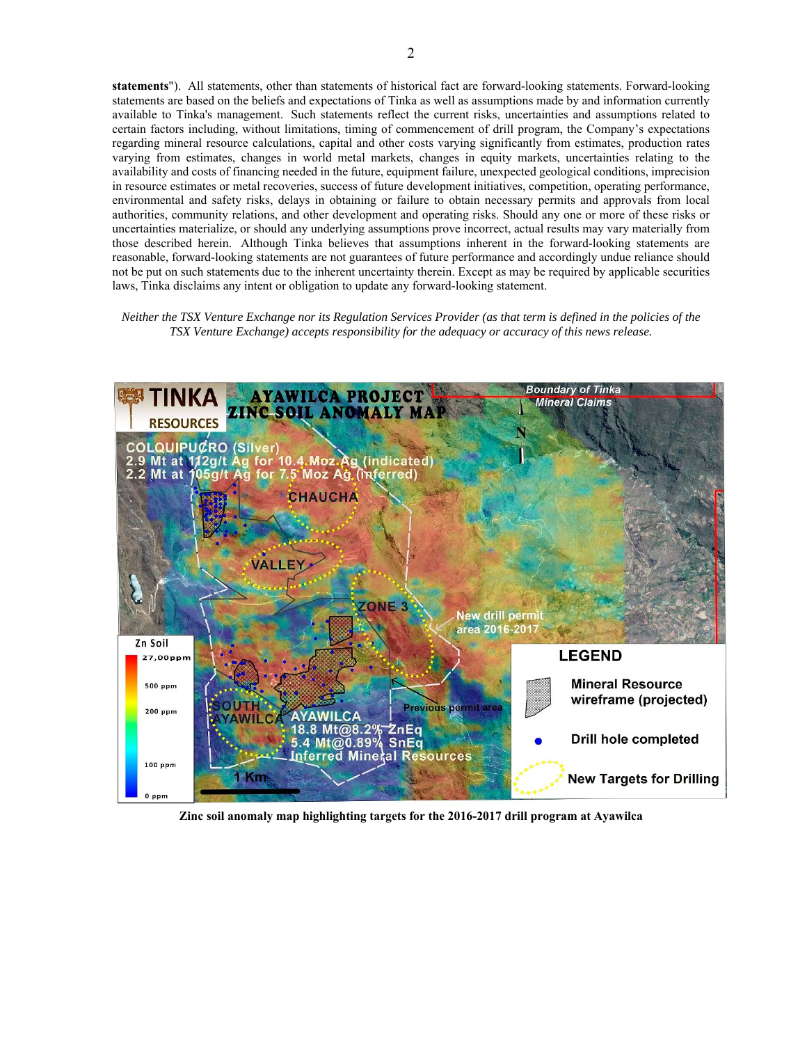statements"). All statements, other than statements of historical fact are forward-looking statements. Forward-looking statements are based on the beliefs and expectations of Tinka as well as assumptions made by and information currently available to Tinka's management. Such statements reflect the current risks, uncertainties and assumptions related to certain factors including, without limitations, timing of commencement of drill program, the Company's expectations regarding mineral resource calculations, capital and other costs varying significantly from estimates, production rates varying from estimates, changes in world metal markets, changes in equity markets, uncertainties relating to the availability and costs of financing needed in the future, equipment failure, unexpected geological conditions, imprecision in resource estimates or metal recoveries, success of future development initiatives, competition, operating performance, environmental and safety risks, delays in obtaining or failure to obtain necessary permits and approvals from local authorities, community relations, and other development and operating risks. Should any one or more of these risks or uncertainties materialize, or should any underlying assumptions prove incorrect, actual results may vary materially from those described herein. Although Tinka believes that assumptions inherent in the forward-looking statements are reasonable, forward-looking statements are not guarantees of future performance and accordingly undue reliance should not be put on such statements due to the inherent uncertainty therein. Except as may be required by applicable securities laws, Tinka disclaims any intent or obligation to update any forward-looking statement.

*Neither the TSX Venture Exchange nor its Regulation Services Provider (as that term is defined in the policies of the TSX Venture Exchange) accepts responsibility for the adequacy or accuracy of this news release.*

TINKA RESOURCES

AYAWILCA PROJECT ZINC SOIL ANOMALY MAP

Boundary of Tinka Mineral Claims

N

COLQUIPUCRO (Silver)
2.9 Mt at 112g/t Ag for 10.4 Moz Ag (indicated)
2.2 Mt at 105g/t Ag for 7.5 Moz Ag (inferred)

CHAUCHA

VALLEY

ZONE 3

New drill permit area 2016-2017

Previous permit area

SOUTH AYAWILCA

AYAWILCA
18.8 Mt@8.2% ZnEq
5.4 Mt@0.89% SnEq
Inferred Mineral Resources

1 Km

Zn Soil
27,00ppm
500 ppm
200 ppm
100 ppm
0 ppm

LEGEND
Mineral Resource wireframe (projected)
Drill hole completed
New Targets for Drilling

**Zinc soil anomaly map highlighting targets for the 2016-2017 drill program at Ayawilca**